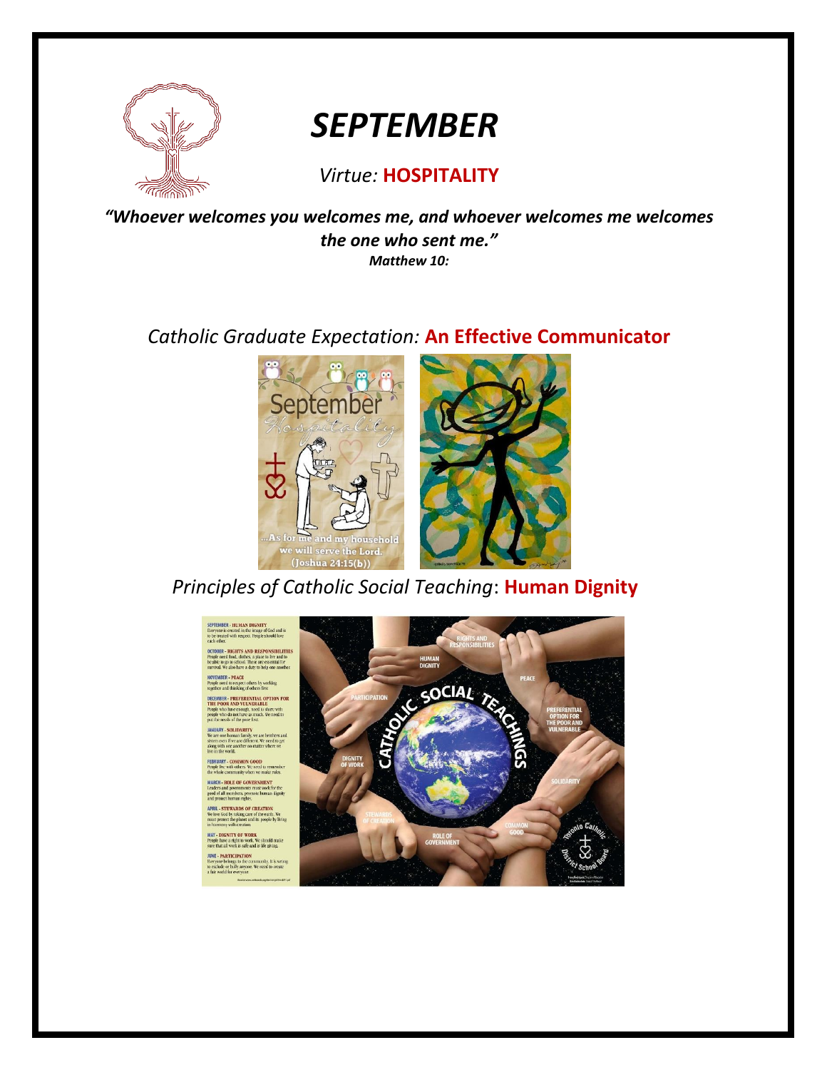# *SEPTEMBER*

*Virtue:* **HOSPITALITY**

***"Whoever welcomes you welcomes me, and whoever welcomes me welcomes the one who sent me."***
***Matthew 10:***

*Catholic Graduate Expectation:* **An Effective Communicator**

*Principles of Catholic Social Teaching*: **Human Dignity**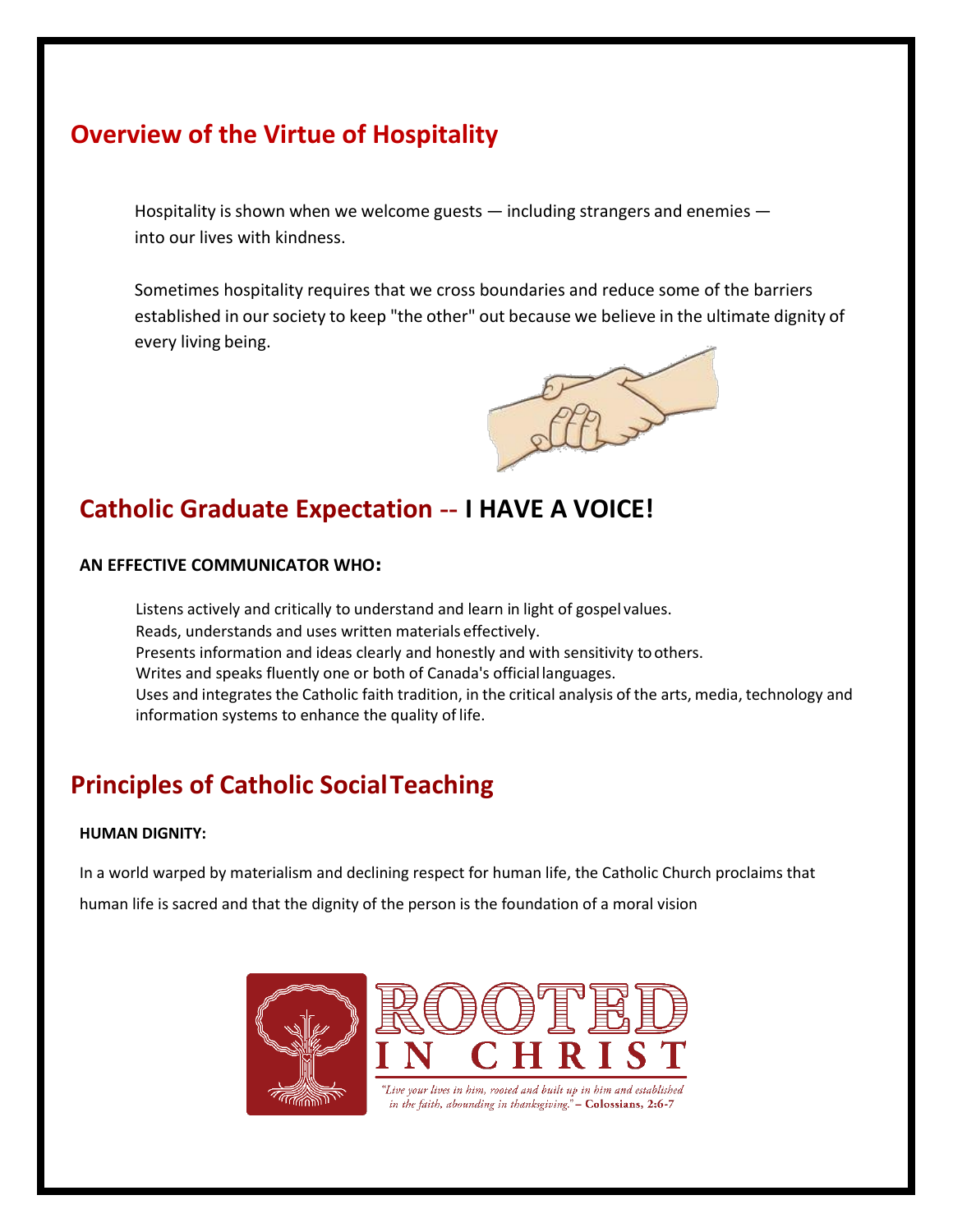## Overview of the Virtue of Hospitality

Hospitality is shown when we welcome guests — including strangers and enemies — into our lives with kindness.

Sometimes hospitality requires that we cross boundaries and reduce some of the barriers established in our society to keep "the other" out because we believe in the ultimate dignity of every living being.

## Catholic Graduate Expectation -- I HAVE A VOICE!

**AN EFFECTIVE COMMUNICATOR WHO:**

Listens actively and critically to understand and learn in light of gospel values.
Reads, understands and uses written materials effectively.
Presents information and ideas clearly and honestly and with sensitivity to others.
Writes and speaks fluently one or both of Canada's official languages.
Uses and integrates the Catholic faith tradition, in the critical analysis of the arts, media, technology and information systems to enhance the quality of life.

## Principles of Catholic Social Teaching

**HUMAN DIGNITY:**

In a world warped by materialism and declining respect for human life, the Catholic Church proclaims that human life is sacred and that the dignity of the person is the foundation of a moral vision

ROOTED IN CHRIST

*"Live your lives in him, rooted and built up in him and established in the faith, abounding in thanksgiving."* – **Colossians, 2:6-7**